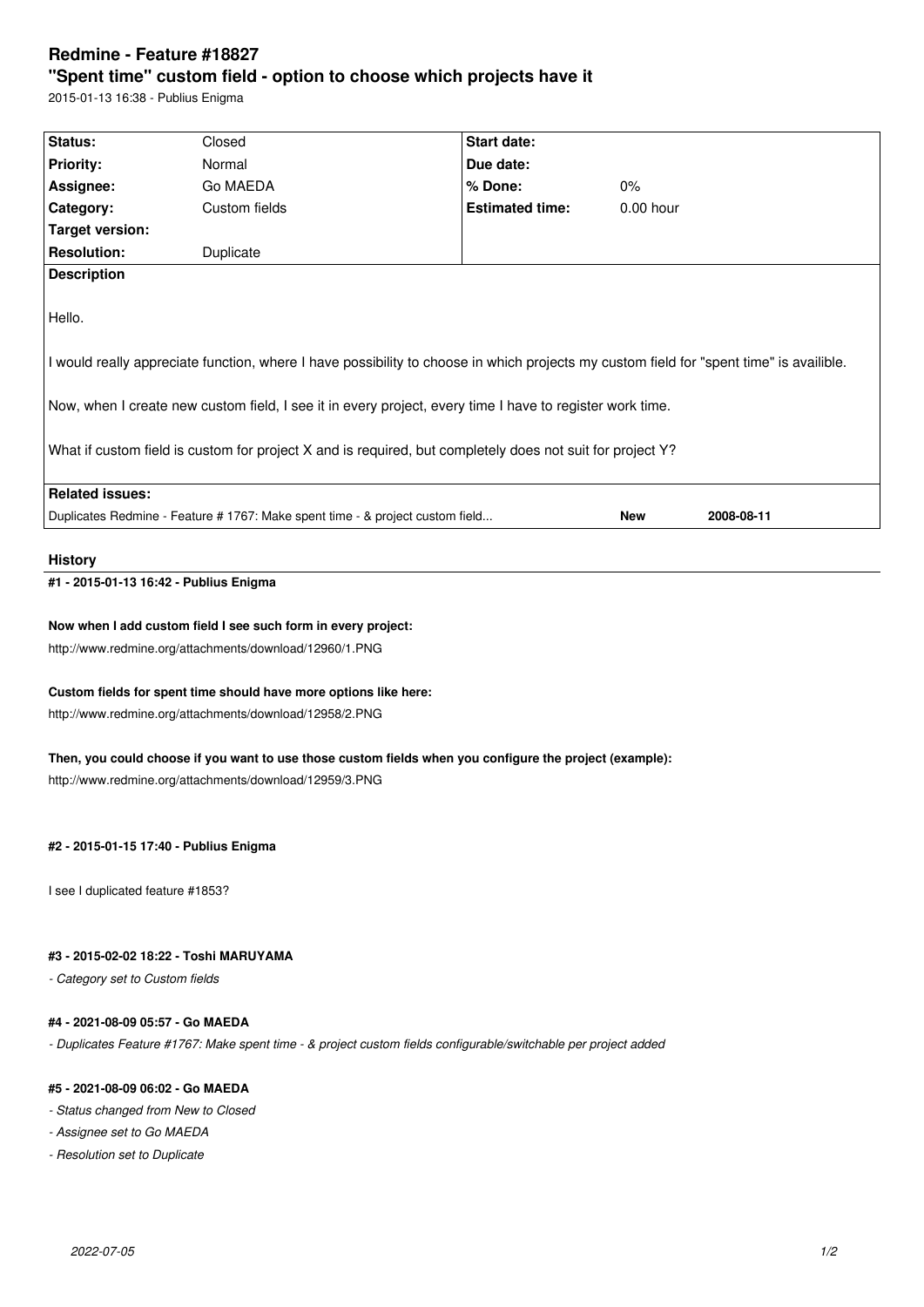# Redmine - Feature #18827

## "Spent time" custom field - option to choose which projects have it

2015-01-13 16:38 - Publius Enigma

| | | | |
|---|---|---|---|
| **Status:** | Closed | **Start date:** | |
| **Priority:** | Normal | **Due date:** | |
| **Assignee:** | Go MAEDA | **% Done:** | 0% |
| **Category:** | Custom fields | **Estimated time:** | 0.00 hour |
| **Target version:** | | | |
| **Resolution:** | Duplicate | | |

**Description**

Hello.

I would really appreciate function, where I have possibility to choose in which projects my custom field for "spent time" is availible.

Now, when I create new custom field, I see it in every project, every time I have to register work time.

What if custom field is custom for project X and is required, but completely does not suit for project Y?

**Related issues:**

| | | |
|---|---|---|
| Duplicates Redmine - Feature # 1767: Make spent time - & project custom field... | **New** | **2008-08-11** |

## History

### #1 - 2015-01-13 16:42 - Publius Enigma

**Now when I add custom field I see such form in every project:**

http://www.redmine.org/attachments/download/12960/1.PNG

**Custom fields for spent time should have more options like here:**

http://www.redmine.org/attachments/download/12958/2.PNG

**Then, you could choose if you want to use those custom fields when you configure the project (example):**

http://www.redmine.org/attachments/download/12959/3.PNG

### #2 - 2015-01-15 17:40 - Publius Enigma

I see I duplicated feature #1853?

### #3 - 2015-02-02 18:22 - Toshi MARUYAMA

*- Category set to Custom fields*

### #4 - 2021-08-09 05:57 - Go MAEDA

*- Duplicates Feature #1767: Make spent time - & project custom fields configurable/switchable per project added*

### #5 - 2021-08-09 06:02 - Go MAEDA

*- Status changed from New to Closed*

*- Assignee set to Go MAEDA*

*- Resolution set to Duplicate*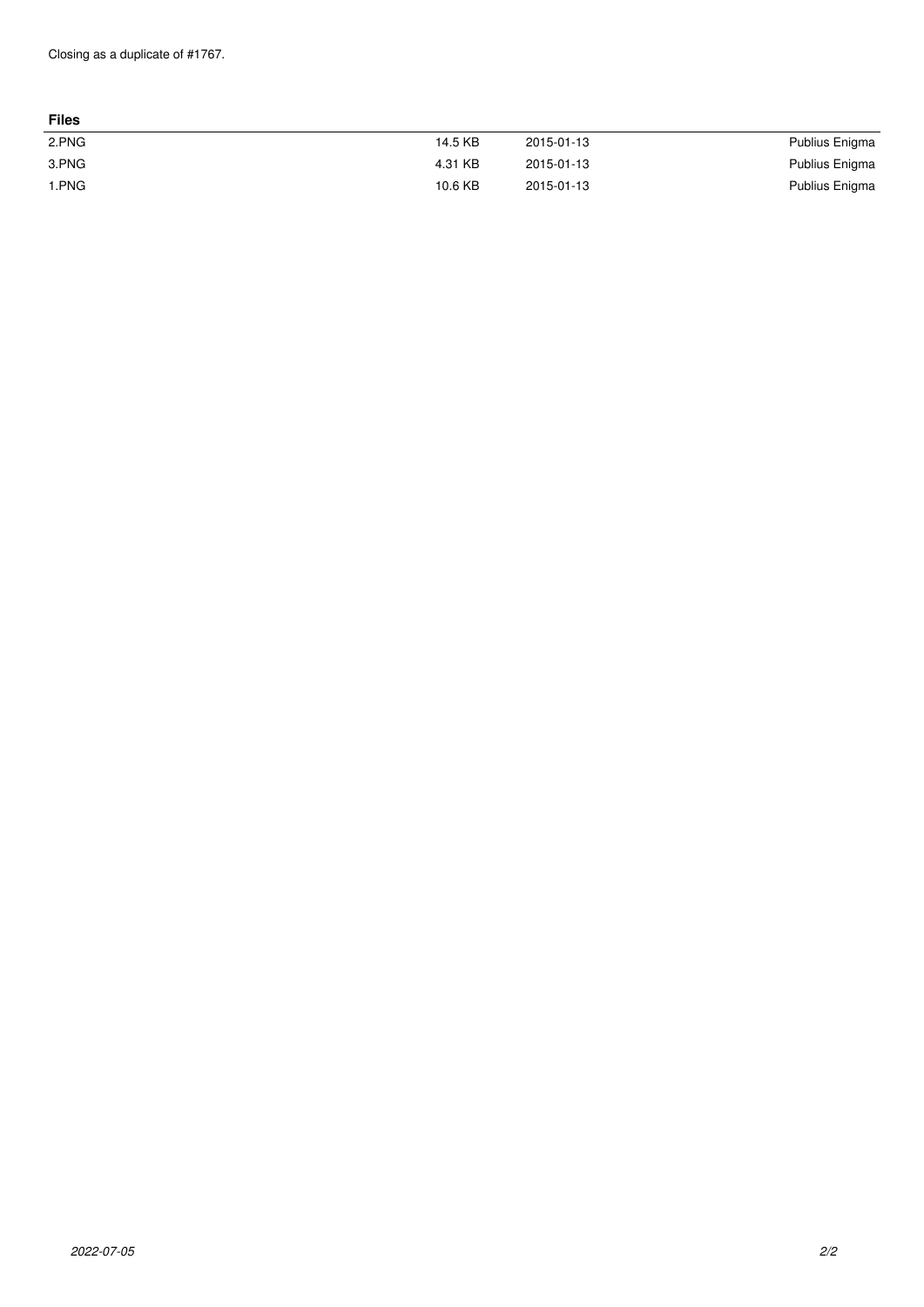Closing as a duplicate of #1767.

**Files**

| | | | |
|---|---|---|---|
| 2.PNG | 14.5 KB | 2015-01-13 | Publius Enigma |
| 3.PNG | 4.31 KB | 2015-01-13 | Publius Enigma |
| 1.PNG | 10.6 KB | 2015-01-13 | Publius Enigma |